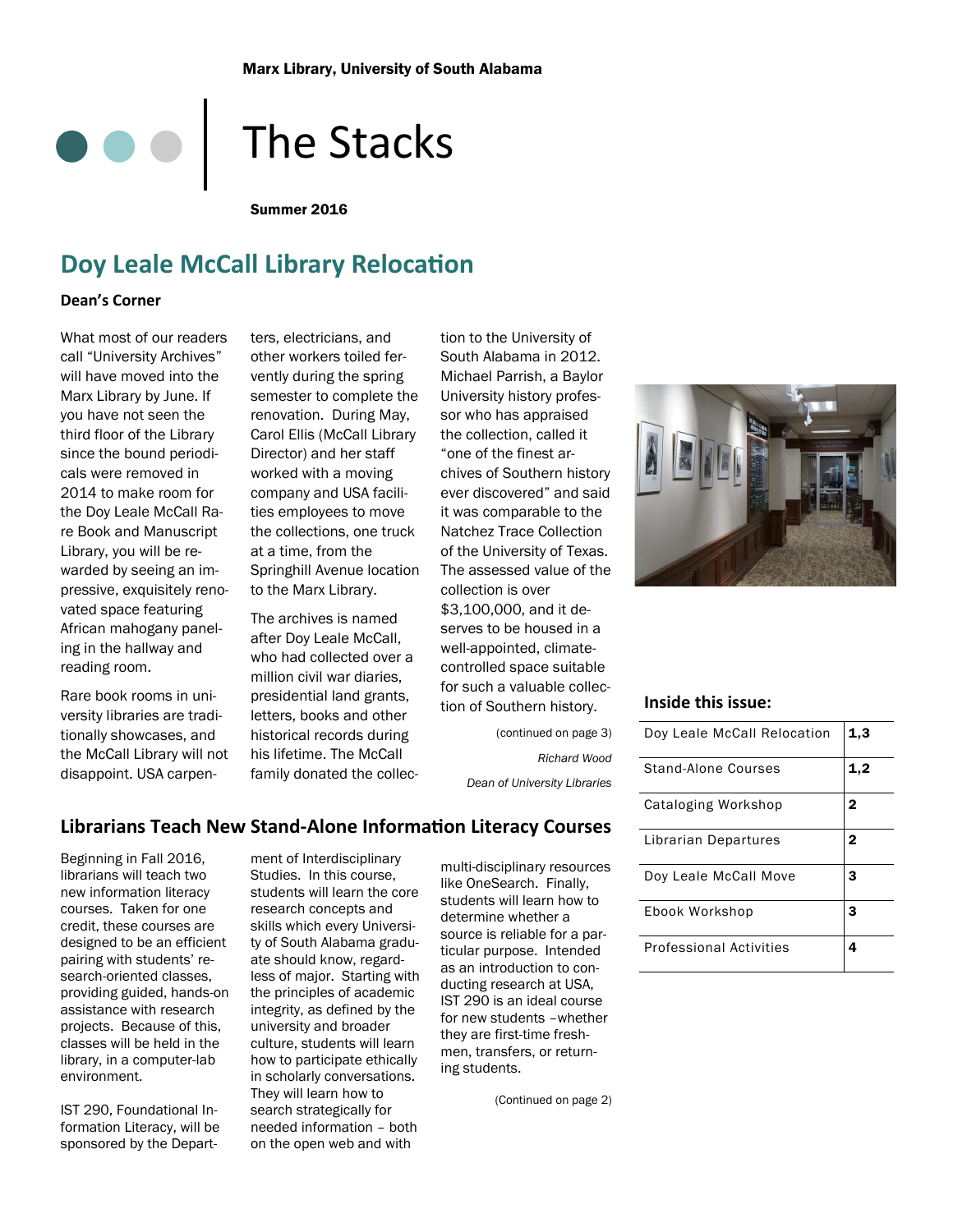Marx Library, University of South Alabama

# The Stacks

**Summer 2016**

## Doy Leale McCall Library Relocation

### Dean's Corner

What most of our readers call "University Archives" will have moved into the Marx Library by June. If you have not seen the third floor of the Library since the bound periodicals were removed in 2014 to make room for the Doy Leale McCall Rare Book and Manuscript Library, you will be rewarded by seeing an impressive, exquisitely renovated space featuring African mahogany paneling in the hallway and reading room.

Rare book rooms in university libraries are traditionally showcases, and the McCall Library will not disappoint. USA carpenters, electricians, and other workers toiled fervently during the spring semester to complete the renovation. During May, Carol Ellis (McCall Library Director) and her staff worked with a moving company and USA facilities employees to move the collections, one truck at a time, from the Springhill Avenue location to the Marx Library.

The archives is named after Doy Leale McCall, who had collected over a million civil war diaries, presidential land grants, letters, books and other historical records during his lifetime. The McCall family donated the collection to the University of South Alabama in 2012. Michael Parrish, a Baylor University history professor who has appraised the collection, called it "one of the finest archives of Southern history ever discovered" and said it was comparable to the Natchez Trace Collection of the University of Texas. The assessed value of the collection is over $3,100,000, and it deserves to be housed in a well-appointed, climate-controlled space suitable for such a valuable collection of Southern history.

(continued on page 3)

*Richard Wood*

*Dean of University Libraries*

### Inside this issue:

| | |
|---|---|
| Doy Leale McCall Relocation | **1,3** |
| Stand-Alone Courses | **1,2** |
| Cataloging Workshop | **2** |
| Librarian Departures | **2** |
| Doy Leale McCall Move | **3** |
| Ebook Workshop | **3** |
| Professional Activities | **4** |

## Librarians Teach New Stand-Alone Information Literacy Courses

Beginning in Fall 2016, librarians will teach two new information literacy courses. Taken for one credit, these courses are designed to be an efficient pairing with students' research-oriented classes, providing guided, hands-on assistance with research projects. Because of this, classes will be held in the library, in a computer-lab environment.

IST 290, Foundational Information Literacy, will be sponsored by the Department of Interdisciplinary Studies. In this course, students will learn the core research concepts and skills which every University of South Alabama graduate should know, regardless of major. Starting with the principles of academic integrity, as defined by the university and broader culture, students will learn how to participate ethically in scholarly conversations. They will learn how to search strategically for needed information – both on the open web and with multi-disciplinary resources like OneSearch. Finally, students will learn how to determine whether a source is reliable for a particular purpose. Intended as an introduction to conducting research at USA, IST 290 is an ideal course for new students –whether they are first-time freshmen, transfers, or returning students.

(Continued on page 2)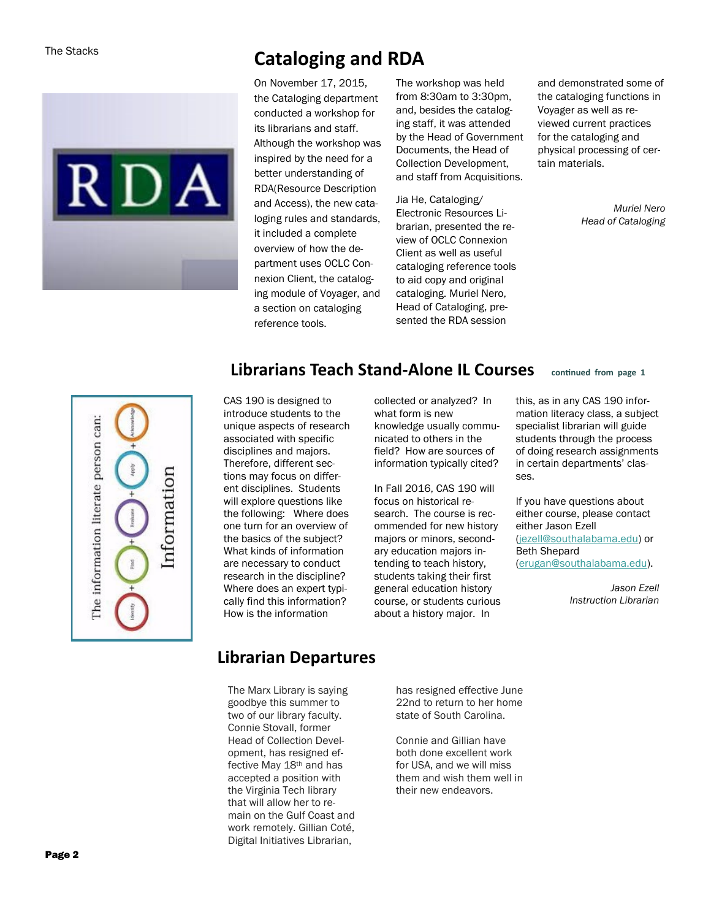## Cataloging and RDA

On November 17, 2015, the Cataloging department conducted a workshop for its librarians and staff. Although the workshop was inspired by the need for a better understanding of RDA(Resource Description and Access), the new cataloging rules and standards, it included a complete overview of how the department uses OCLC Connexion Client, the cataloging module of Voyager, and a section on cataloging reference tools.

The workshop was held from 8:30am to 3:30pm, and, besides the cataloging staff, it was attended by the Head of Government Documents, the Head of Collection Development, and staff from Acquisitions.

Jia He, Cataloging/ Electronic Resources Librarian, presented the review of OCLC Connexion Client as well as useful cataloging reference tools to aid copy and original cataloging. Muriel Nero, Head of Cataloging, presented the RDA session and demonstrated some of the cataloging functions in Voyager as well as reviewed current practices for the cataloging and physical processing of certain materials.

*Muriel Nero*
*Head of Cataloging*

## Librarians Teach Stand-Alone IL Courses

**continued from page 1**

CAS 190 is designed to introduce students to the unique aspects of research associated with specific disciplines and majors. Therefore, different sections may focus on different disciplines. Students will explore questions like the following: Where does one turn for an overview of the basics of the subject? What kinds of information are necessary to conduct research in the discipline? Where does an expert typically find this information? How is the information collected or analyzed? In what form is new knowledge usually communicated to others in the field? How are sources of information typically cited?

In Fall 2016, CAS 190 will focus on historical research. The course is recommended for new history majors or minors, secondary education majors intending to teach history, students taking their first general education history course, or students curious about a history major. In this, as in any CAS 190 information literacy class, a subject specialist librarian will guide students through the process of doing research assignments in certain departments' classes.

If you have questions about either course, please contact either Jason Ezell (jezell@southalabama.edu) or Beth Shepard (erugan@southalabama.edu).

*Jason Ezell*
*Instruction Librarian*

## Librarian Departures

The Marx Library is saying goodbye this summer to two of our library faculty. Connie Stovall, former Head of Collection Development, has resigned effective May 18th and has accepted a position with the Virginia Tech library that will allow her to remain on the Gulf Coast and work remotely. Gillian Coté, Digital Initiatives Librarian, has resigned effective June 22nd to return to her home state of South Carolina.

Connie and Gillian have both done excellent work for USA, and we will miss them and wish them well in their new endeavors.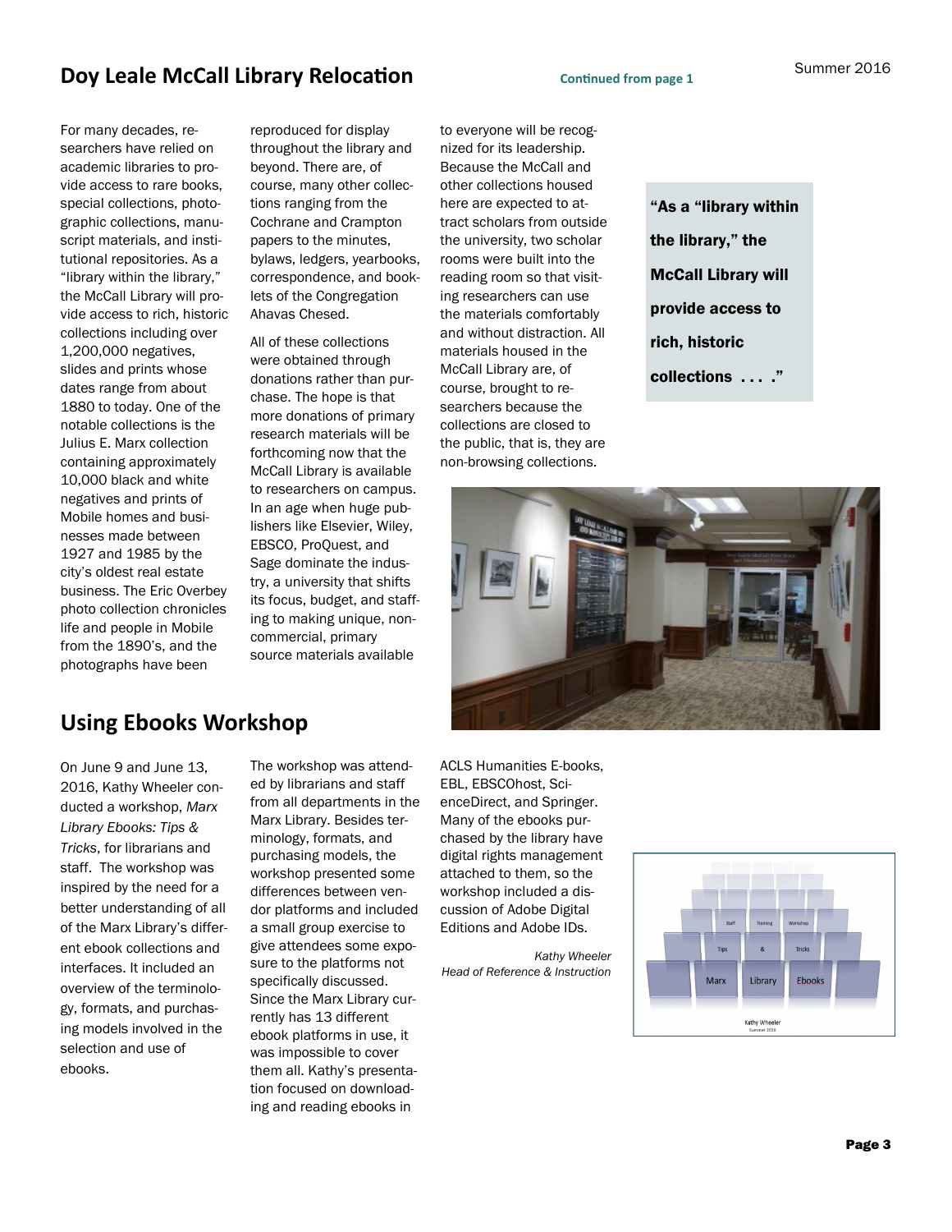## Doy Leale McCall Library Relocation

**Continued from page 1**

For many decades, researchers have relied on academic libraries to provide access to rare books, special collections, photographic collections, manuscript materials, and institutional repositories. As a "library within the library," the McCall Library will provide access to rich, historic collections including over 1,200,000 negatives, slides and prints whose dates range from about 1880 to today. One of the notable collections is the Julius E. Marx collection containing approximately 10,000 black and white negatives and prints of Mobile homes and businesses made between 1927 and 1985 by the city's oldest real estate business. The Eric Overbey photo collection chronicles life and people in Mobile from the 1890's, and the photographs have been reproduced for display throughout the library and beyond. There are, of course, many other collections ranging from the Cochrane and Crampton papers to the minutes, bylaws, ledgers, yearbooks, correspondence, and booklets of the Congregation Ahavas Chesed.

All of these collections were obtained through donations rather than purchase. The hope is that more donations of primary research materials will be forthcoming now that the McCall Library is available to researchers on campus. In an age when huge publishers like Elsevier, Wiley, EBSCO, ProQuest, and Sage dominate the industry, a university that shifts its focus, budget, and staffing to making unique, non-commercial, primary source materials available to everyone will be recognized for its leadership. Because the McCall and other collections housed here are expected to attract scholars from outside the university, two scholar rooms were built into the reading room so that visiting researchers can use the materials comfortably and without distraction. All materials housed in the McCall Library are, of course, brought to researchers because the collections are closed to the public, that is, they are non-browsing collections.

**"As a "library within the library," the McCall Library will provide access to rich, historic collections . . . ."**

## Using Ebooks Workshop

On June 9 and June 13, 2016, Kathy Wheeler conducted a workshop, *Marx Library Ebooks: Tips & Tricks*, for librarians and staff. The workshop was inspired by the need for a better understanding of all of the Marx Library's different ebook collections and interfaces. It included an overview of the terminology, formats, and purchasing models involved in the selection and use of ebooks.

The workshop was attended by librarians and staff from all departments in the Marx Library. Besides terminology, formats, and purchasing models, the workshop presented some differences between vendor platforms and included a small group exercise to give attendees some exposure to the platforms not specifically discussed. Since the Marx Library currently has 13 different ebook platforms in use, it was impossible to cover them all. Kathy's presentation focused on downloading and reading ebooks in ACLS Humanities E-books, EBL, EBSCOhost, ScienceDirect, and Springer. Many of the ebooks purchased by the library have digital rights management attached to them, so the workshop included a discussion of Adobe Digital Editions and Adobe IDs.

*Kathy Wheeler*
*Head of Reference & Instruction*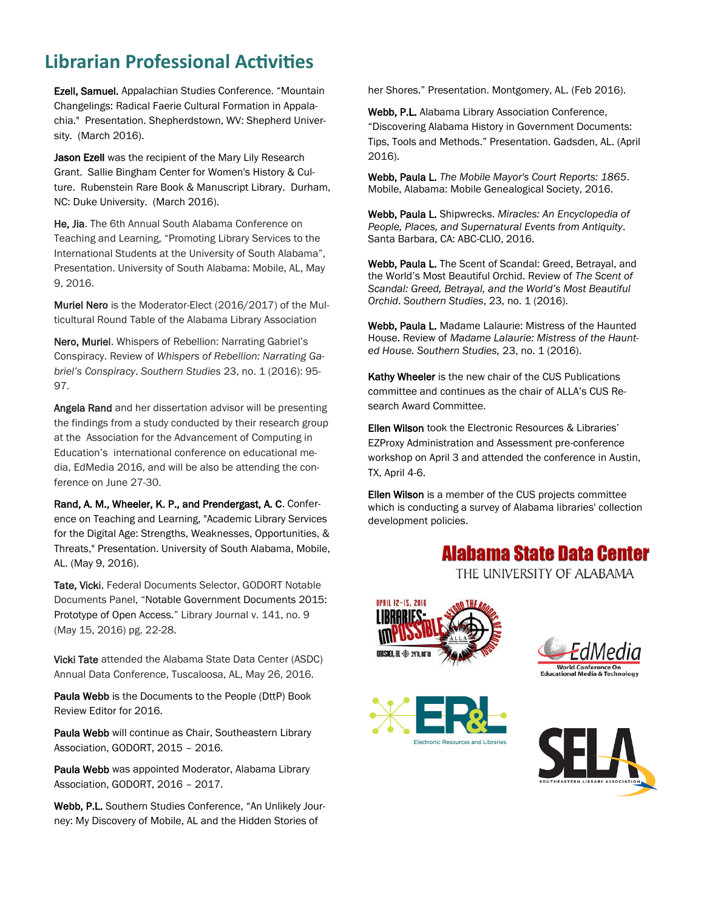# Librarian Professional Activities

**Ezell, Samuel.** Appalachian Studies Conference. "Mountain Changelings: Radical Faerie Cultural Formation in Appalachia." Presentation. Shepherdstown, WV: Shepherd University. (March 2016).

**Jason Ezell** was the recipient of the Mary Lily Research Grant. Sallie Bingham Center for Women's History & Culture. Rubenstein Rare Book & Manuscript Library. Durham, NC: Duke University. (March 2016).

**He, Jia**. The 6th Annual South Alabama Conference on Teaching and Learning, "Promoting Library Services to the International Students at the University of South Alabama", Presentation. University of South Alabama: Mobile, AL, May 9, 2016.

**Muriel Nero** is the Moderator-Elect (2016/2017) of the Multicultural Round Table of the Alabama Library Association

**Nero, Muriel**. Whispers of Rebellion: Narrating Gabriel's Conspiracy. Review of *Whispers of Rebellion: Narrating Gabriel's Conspiracy*. *Southern Studies* 23, no. 1 (2016): 95-97.

**Angela Rand** and her dissertation advisor will be presenting the findings from a study conducted by their research group at the Association for the Advancement of Computing in Education's international conference on educational media, EdMedia 2016, and will be also be attending the conference on June 27-30.

**Rand, A. M., Wheeler, K. P., and Prendergast, A. C**. Conference on Teaching and Learning, "Academic Library Services for the Digital Age: Strengths, Weaknesses, Opportunities, & Threats," Presentation. University of South Alabama, Mobile, AL. (May 9, 2016).

**Tate, Vicki**, Federal Documents Selector, GODORT Notable Documents Panel, "Notable Government Documents 2015: Prototype of Open Access." Library Journal v. 141, no. 9 (May 15, 2016) pg. 22-28.

**Vicki Tate** attended the Alabama State Data Center (ASDC) Annual Data Conference, Tuscaloosa, AL, May 26, 2016.

**Paula Webb** is the Documents to the People (DttP) Book Review Editor for 2016.

**Paula Webb** will continue as Chair, Southeastern Library Association, GODORT, 2015 – 2016.

**Paula Webb** was appointed Moderator, Alabama Library Association, GODORT, 2016 – 2017.

**Webb, P.L.** Southern Studies Conference, "An Unlikely Journey: My Discovery of Mobile, AL and the Hidden Stories of her Shores." Presentation. Montgomery, AL. (Feb 2016).

**Webb, P.L.** Alabama Library Association Conference, "Discovering Alabama History in Government Documents: Tips, Tools and Methods." Presentation. Gadsden, AL. (April 2016).

**Webb, Paula L.** *The Mobile Mayor's Court Reports: 1865*. Mobile, Alabama: Mobile Genealogical Society, 2016.

**Webb, Paula L.** Shipwrecks. *Miracles: An Encyclopedia of People, Places, and Supernatural Events from Antiquity*. Santa Barbara, CA: ABC-CLIO, 2016.

**Webb, Paula L.** The Scent of Scandal: Greed, Betrayal, and the World's Most Beautiful Orchid. Review of *The Scent of Scandal: Greed, Betrayal, and the World's Most Beautiful Orchid*. *Southern Studies*, 23, no. 1 (2016).

**Webb, Paula L.** Madame Lalaurie: Mistress of the Haunted House. Review of *Madame Lalaurie: Mistress of the Haunted House. Southern Studies,* 23, no. 1 (2016).

**Kathy Wheeler** is the new chair of the CUS Publications committee and continues as the chair of ALLA's CUS Research Award Committee.

**Ellen Wilson** took the Electronic Resources & Libraries' EZProxy Administration and Assessment pre-conference workshop on April 3 and attended the conference in Austin, TX, April 4-6.

**Ellen Wilson** is a member of the CUS projects committee which is conducting a survey of Alabama libraries' collection development policies.